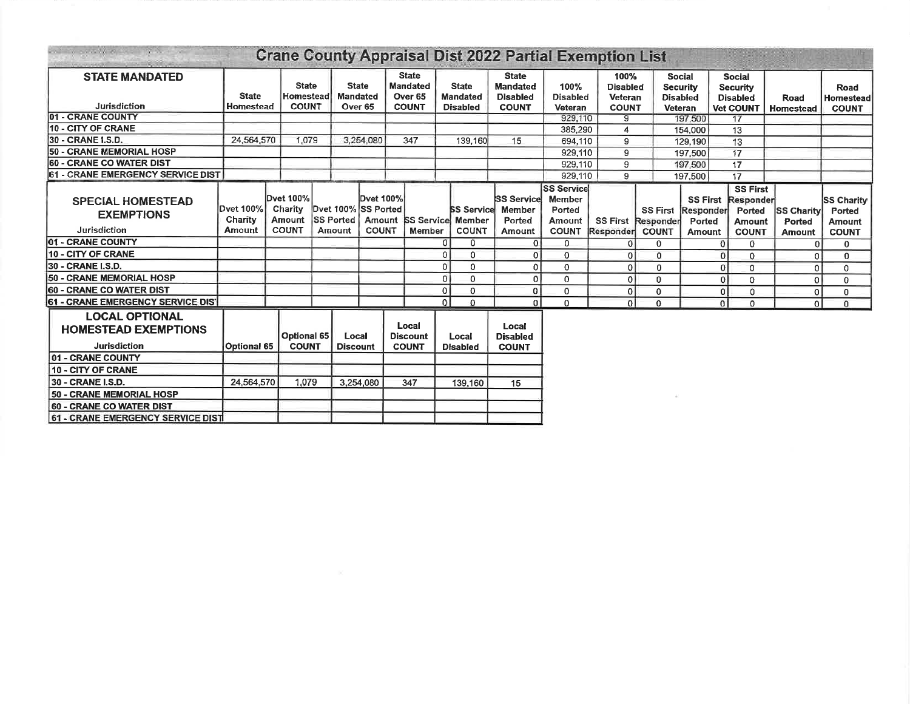# Crane County Appraisal Dist 2022 Partial Exemption List

| STATE MANDATED Jurisdiction | State Homestead | State Homestead COUNT | State Mandated Over 65 | State Mandated Over 65 COUNT | State Mandated Disabled | State Mandated Disabled COUNT | 100% Disabled Veteran | 100% Disabled Veteran COUNT | Social Security Disabled Veteran | Social Security Disabled Vet COUNT | Road Homestead | Road Homestead COUNT |
|---|---|---|---|---|---|---|---|---|---|---|---|---|
| 01 - CRANE COUNTY | | | | | | | 929,110 | 9 | 197,500 | 17 | | |
| 10 - CITY OF CRANE | | | | | | | 385,290 | 4 | 154,000 | 13 | | |
| 30 - CRANE I.S.D. | 24,564,570 | 1,079 | 3,254,080 | 347 | 139,160 | 15 | 694,110 | 9 | 129,190 | 13 | | |
| 50 - CRANE MEMORIAL HOSP | | | | | | | 929,110 | 9 | 197,500 | 17 | | |
| 60 - CRANE CO WATER DIST | | | | | | | 929,110 | 9 | 197,500 | 17 | | |
| 61 - CRANE EMERGENCY SERVICE DIST | | | | | | | 929,110 | 9 | 197,500 | 17 | | |

| SPECIAL HOMESTEAD EXEMPTIONS Jurisdiction | Dvet 100% Charity Amount | Dvet 100% Charity Amount COUNT | Dvet 100% SS Ported Amount | Dvet 100% SS Ported Amount COUNT | SS Service Member | SS Service Member COUNT | SS Service Member Ported Amount | SS Service Member Ported Amount COUNT | SS First Responder | SS First Responder COUNT | SS First Responder Ported Amount | SS First Responder Ported Amount COUNT | SS Charity Ported Amount | SS Charity Ported Amount COUNT |
|---|---|---|---|---|---|---|---|---|---|---|---|---|---|---|
| 01 - CRANE COUNTY | | | | | 0 | 0 | 0 | 0 | 0 | 0 | 0 | 0 | 0 | 0 |
| 10 - CITY OF CRANE | | | | | 0 | 0 | 0 | 0 | 0 | 0 | 0 | 0 | 0 | 0 |
| 30 - CRANE I.S.D. | | | | | 0 | 0 | 0 | 0 | 0 | 0 | 0 | 0 | 0 | 0 |
| 50 - CRANE MEMORIAL HOSP | | | | | 0 | 0 | 0 | 0 | 0 | 0 | 0 | 0 | 0 | 0 |
| 60 - CRANE CO WATER DIST | | | | | 0 | 0 | 0 | 0 | 0 | 0 | 0 | 0 | 0 | 0 |
| 61 - CRANE EMERGENCY SERVICE DIST | | | | | 0 | 0 | 0 | 0 | 0 | 0 | 0 | 0 | 0 | 0 |

| LOCAL OPTIONAL HOMESTEAD EXEMPTIONS Jurisdiction | Optional 65 | Optional 65 COUNT | Local Discount | Local Discount COUNT | Local Disabled | Local Disabled COUNT |
|---|---|---|---|---|---|---|
| 01 - CRANE COUNTY | | | | | | |
| 10 - CITY OF CRANE | | | | | | |
| 30 - CRANE I.S.D. | 24,564,570 | 1,079 | 3,254,080 | 347 | 139,160 | 15 |
| 50 - CRANE MEMORIAL HOSP | | | | | | |
| 60 - CRANE CO WATER DIST | | | | | | |
| 61 - CRANE EMERGENCY SERVICE DIST | | | | | | |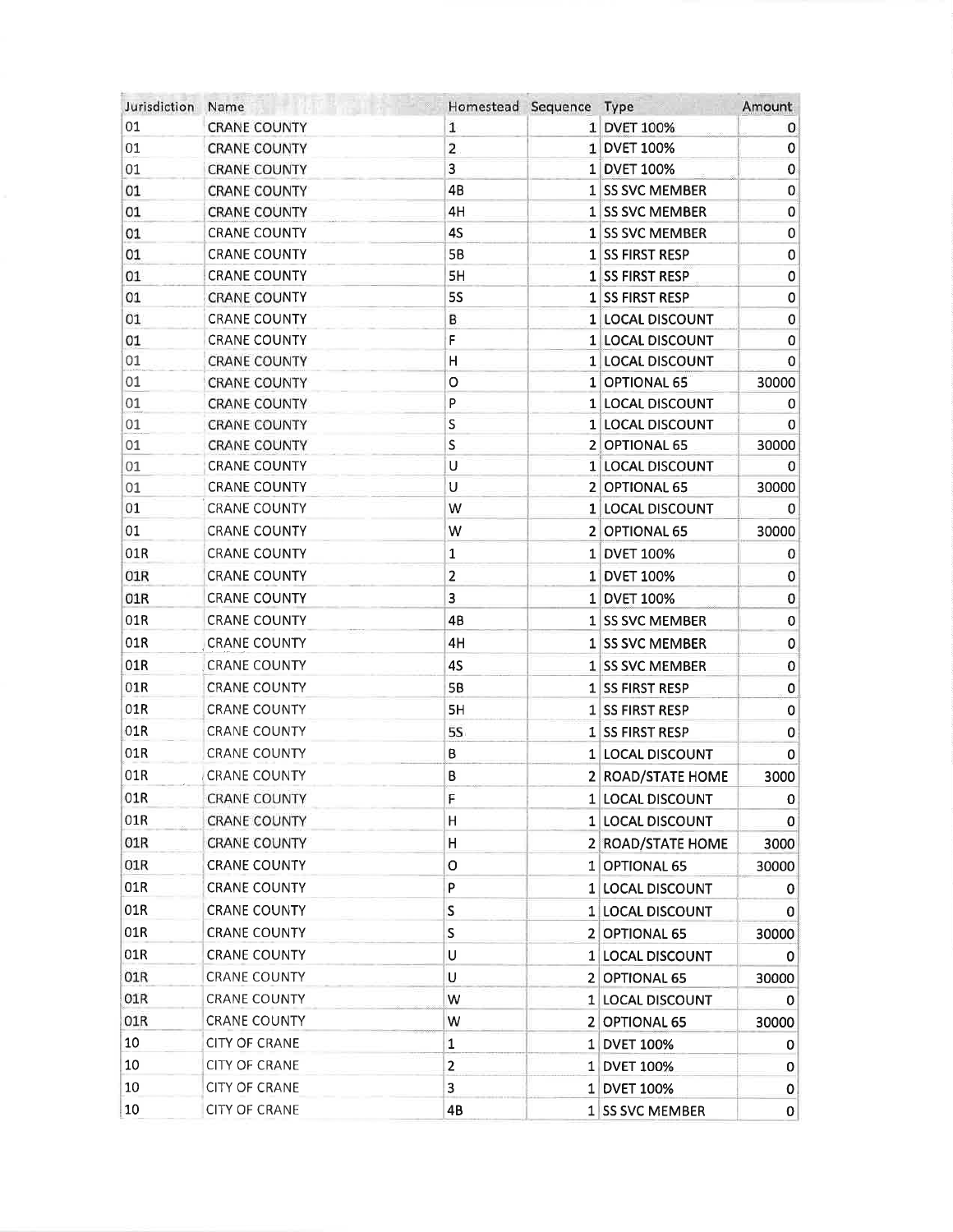| Jurisdiction | Name | Homestead | Sequence | Type | Amount |
|---|---|---|---|---|---|
| 01 | CRANE COUNTY | 1 | 1 | DVET 100% | 0 |
| 01 | CRANE COUNTY | 2 | 1 | DVET 100% | 0 |
| 01 | CRANE COUNTY | 3 | 1 | DVET 100% | 0 |
| 01 | CRANE COUNTY | 4B | 1 | SS SVC MEMBER | 0 |
| 01 | CRANE COUNTY | 4H | 1 | SS SVC MEMBER | 0 |
| 01 | CRANE COUNTY | 4S | 1 | SS SVC MEMBER | 0 |
| 01 | CRANE COUNTY | 5B | 1 | SS FIRST RESP | 0 |
| 01 | CRANE COUNTY | 5H | 1 | SS FIRST RESP | 0 |
| 01 | CRANE COUNTY | 5S | 1 | SS FIRST RESP | 0 |
| 01 | CRANE COUNTY | B | 1 | LOCAL DISCOUNT | 0 |
| 01 | CRANE COUNTY | F | 1 | LOCAL DISCOUNT | 0 |
| 01 | CRANE COUNTY | H | 1 | LOCAL DISCOUNT | 0 |
| 01 | CRANE COUNTY | O | 1 | OPTIONAL 65 | 30000 |
| 01 | CRANE COUNTY | P | 1 | LOCAL DISCOUNT | 0 |
| 01 | CRANE COUNTY | S | 1 | LOCAL DISCOUNT | 0 |
| 01 | CRANE COUNTY | S | 2 | OPTIONAL 65 | 30000 |
| 01 | CRANE COUNTY | U | 1 | LOCAL DISCOUNT | 0 |
| 01 | CRANE COUNTY | U | 2 | OPTIONAL 65 | 30000 |
| 01 | CRANE COUNTY | W | 1 | LOCAL DISCOUNT | 0 |
| 01 | CRANE COUNTY | W | 2 | OPTIONAL 65 | 30000 |
| 01R | CRANE COUNTY | 1 | 1 | DVET 100% | 0 |
| 01R | CRANE COUNTY | 2 | 1 | DVET 100% | 0 |
| 01R | CRANE COUNTY | 3 | 1 | DVET 100% | 0 |
| 01R | CRANE COUNTY | 4B | 1 | SS SVC MEMBER | 0 |
| 01R | CRANE COUNTY | 4H | 1 | SS SVC MEMBER | 0 |
| 01R | CRANE COUNTY | 4S | 1 | SS SVC MEMBER | 0 |
| 01R | CRANE COUNTY | 5B | 1 | SS FIRST RESP | 0 |
| 01R | CRANE COUNTY | 5H | 1 | SS FIRST RESP | 0 |
| 01R | CRANE COUNTY | 5S | 1 | SS FIRST RESP | 0 |
| 01R | CRANE COUNTY | B | 1 | LOCAL DISCOUNT | 0 |
| 01R | CRANE COUNTY | B | 2 | ROAD/STATE HOME | 3000 |
| 01R | CRANE COUNTY | F | 1 | LOCAL DISCOUNT | 0 |
| 01R | CRANE COUNTY | H | 1 | LOCAL DISCOUNT | 0 |
| 01R | CRANE COUNTY | H | 2 | ROAD/STATE HOME | 3000 |
| 01R | CRANE COUNTY | O | 1 | OPTIONAL 65 | 30000 |
| 01R | CRANE COUNTY | P | 1 | LOCAL DISCOUNT | 0 |
| 01R | CRANE COUNTY | S | 1 | LOCAL DISCOUNT | 0 |
| 01R | CRANE COUNTY | S | 2 | OPTIONAL 65 | 30000 |
| 01R | CRANE COUNTY | U | 1 | LOCAL DISCOUNT | 0 |
| 01R | CRANE COUNTY | U | 2 | OPTIONAL 65 | 30000 |
| 01R | CRANE COUNTY | W | 1 | LOCAL DISCOUNT | 0 |
| 01R | CRANE COUNTY | W | 2 | OPTIONAL 65 | 30000 |
| 10 | CITY OF CRANE | 1 | 1 | DVET 100% | 0 |
| 10 | CITY OF CRANE | 2 | 1 | DVET 100% | 0 |
| 10 | CITY OF CRANE | 3 | 1 | DVET 100% | 0 |
| 10 | CITY OF CRANE | 4B | 1 | SS SVC MEMBER | 0 |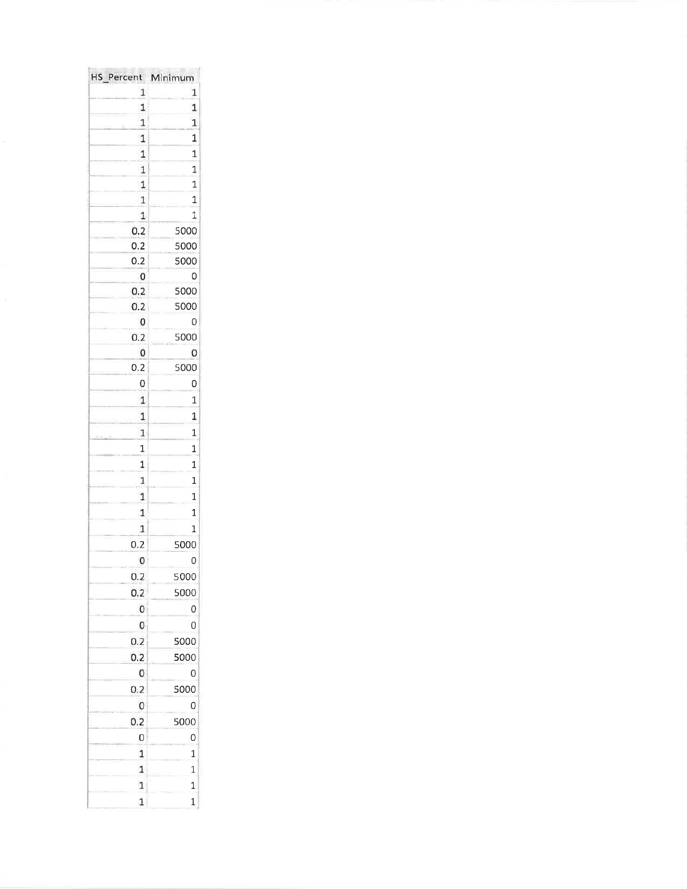| HS_Percent | Minimum |
|---|---|
| 1 | 1 |
| 1 | 1 |
| 1 | 1 |
| 1 | 1 |
| 1 | 1 |
| 1 | 1 |
| 1 | 1 |
| 1 | 1 |
| 1 | 1 |
| 0.2 | 5000 |
| 0.2 | 5000 |
| 0.2 | 5000 |
| 0 | 0 |
| 0.2 | 5000 |
| 0.2 | 5000 |
| 0 | 0 |
| 0.2 | 5000 |
| 0 | 0 |
| 0.2 | 5000 |
| 0 | 0 |
| 1 | 1 |
| 1 | 1 |
| 1 | 1 |
| 1 | 1 |
| 1 | 1 |
| 1 | 1 |
| 1 | 1 |
| 1 | 1 |
| 1 | 1 |
| 0.2 | 5000 |
| 0 | 0 |
| 0.2 | 5000 |
| 0.2 | 5000 |
| 0 | 0 |
| 0 | 0 |
| 0.2 | 5000 |
| 0.2 | 5000 |
| 0 | 0 |
| 0.2 | 5000 |
| 0 | 0 |
| 0.2 | 5000 |
| 0 | 0 |
| 1 | 1 |
| 1 | 1 |
| 1 | 1 |
| 1 | 1 |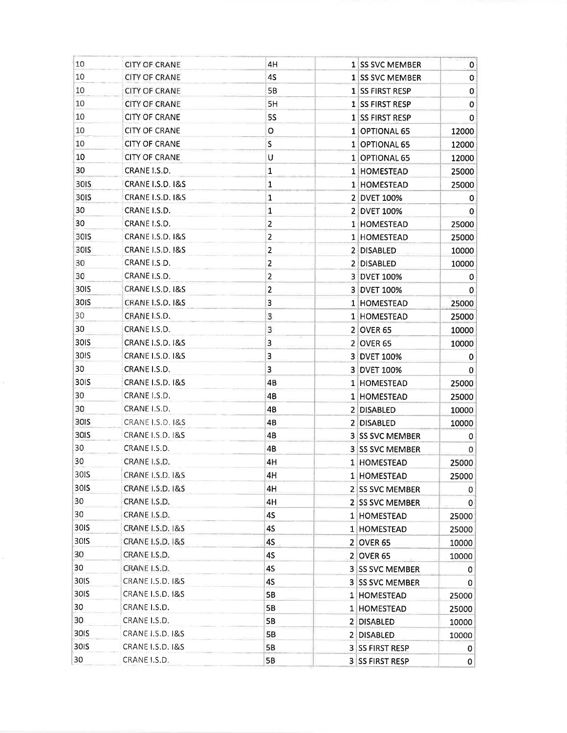| | | | | | |
|---|---|---|---|---|---|
| 10 | CITY OF CRANE | 4H | 1 | SS SVC MEMBER | 0 |
| 10 | CITY OF CRANE | 4S | 1 | SS SVC MEMBER | 0 |
| 10 | CITY OF CRANE | 5B | 1 | SS FIRST RESP | 0 |
| 10 | CITY OF CRANE | 5H | 1 | SS FIRST RESP | 0 |
| 10 | CITY OF CRANE | 5S | 1 | SS FIRST RESP | 0 |
| 10 | CITY OF CRANE | O | 1 | OPTIONAL 65 | 12000 |
| 10 | CITY OF CRANE | S | 1 | OPTIONAL 65 | 12000 |
| 10 | CITY OF CRANE | U | 1 | OPTIONAL 65 | 12000 |
| 30 | CRANE I.S.D. | 1 | 1 | HOMESTEAD | 25000 |
| 30IS | CRANE I.S.D. I&S | 1 | 1 | HOMESTEAD | 25000 |
| 30IS | CRANE I.S.D. I&S | 1 | 2 | DVET 100% | 0 |
| 30 | CRANE I.S.D. | 1 | 2 | DVET 100% | 0 |
| 30 | CRANE I.S.D. | 2 | 1 | HOMESTEAD | 25000 |
| 30IS | CRANE I.S.D. I&S | 2 | 1 | HOMESTEAD | 25000 |
| 30IS | CRANE I.S.D. I&S | 2 | 2 | DISABLED | 10000 |
| 30 | CRANE I.S.D. | 2 | 2 | DISABLED | 10000 |
| 30 | CRANE I.S.D. | 2 | 3 | DVET 100% | 0 |
| 30IS | CRANE I.S.D. I&S | 2 | 3 | DVET 100% | 0 |
| 30IS | CRANE I.S.D. I&S | 3 | 1 | HOMESTEAD | 25000 |
| 30 | CRANE I.S.D. | 3 | 1 | HOMESTEAD | 25000 |
| 30 | CRANE I.S.D. | 3 | 2 | OVER 65 | 10000 |
| 30IS | CRANE I.S.D. I&S | 3 | 2 | OVER 65 | 10000 |
| 30IS | CRANE I.S.D. I&S | 3 | 3 | DVET 100% | 0 |
| 30 | CRANE I.S.D. | 3 | 3 | DVET 100% | 0 |
| 30IS | CRANE I.S.D. I&S | 4B | 1 | HOMESTEAD | 25000 |
| 30 | CRANE I.S.D. | 4B | 1 | HOMESTEAD | 25000 |
| 30 | CRANE I.S.D. | 4B | 2 | DISABLED | 10000 |
| 30IS | CRANE I.S.D. I&S | 4B | 2 | DISABLED | 10000 |
| 30IS | CRANE I.S.D. I&S | 4B | 3 | SS SVC MEMBER | 0 |
| 30 | CRANE I.S.D. | 4B | 3 | SS SVC MEMBER | 0 |
| 30 | CRANE I.S.D. | 4H | 1 | HOMESTEAD | 25000 |
| 30IS | CRANE I.S.D. I&S | 4H | 1 | HOMESTEAD | 25000 |
| 30IS | CRANE I.S.D. I&S | 4H | 2 | SS SVC MEMBER | 0 |
| 30 | CRANE I.S.D. | 4H | 2 | SS SVC MEMBER | 0 |
| 30 | CRANE I.S.D. | 4S | 1 | HOMESTEAD | 25000 |
| 30IS | CRANE I.S.D. I&S | 4S | 1 | HOMESTEAD | 25000 |
| 30IS | CRANE I.S.D. I&S | 4S | 2 | OVER 65 | 10000 |
| 30 | CRANE I.S.D. | 4S | 2 | OVER 65 | 10000 |
| 30 | CRANE I.S.D. | 4S | 3 | SS SVC MEMBER | 0 |
| 30IS | CRANE I.S.D. I&S | 4S | 3 | SS SVC MEMBER | 0 |
| 30IS | CRANE I.S.D. I&S | 5B | 1 | HOMESTEAD | 25000 |
| 30 | CRANE I.S.D. | 5B | 1 | HOMESTEAD | 25000 |
| 30 | CRANE I.S.D. | 5B | 2 | DISABLED | 10000 |
| 30IS | CRANE I.S.D. I&S | 5B | 2 | DISABLED | 10000 |
| 30IS | CRANE I.S.D. I&S | 5B | 3 | SS FIRST RESP | 0 |
| 30 | CRANE I.S.D. | 5B | 3 | SS FIRST RESP | 0 |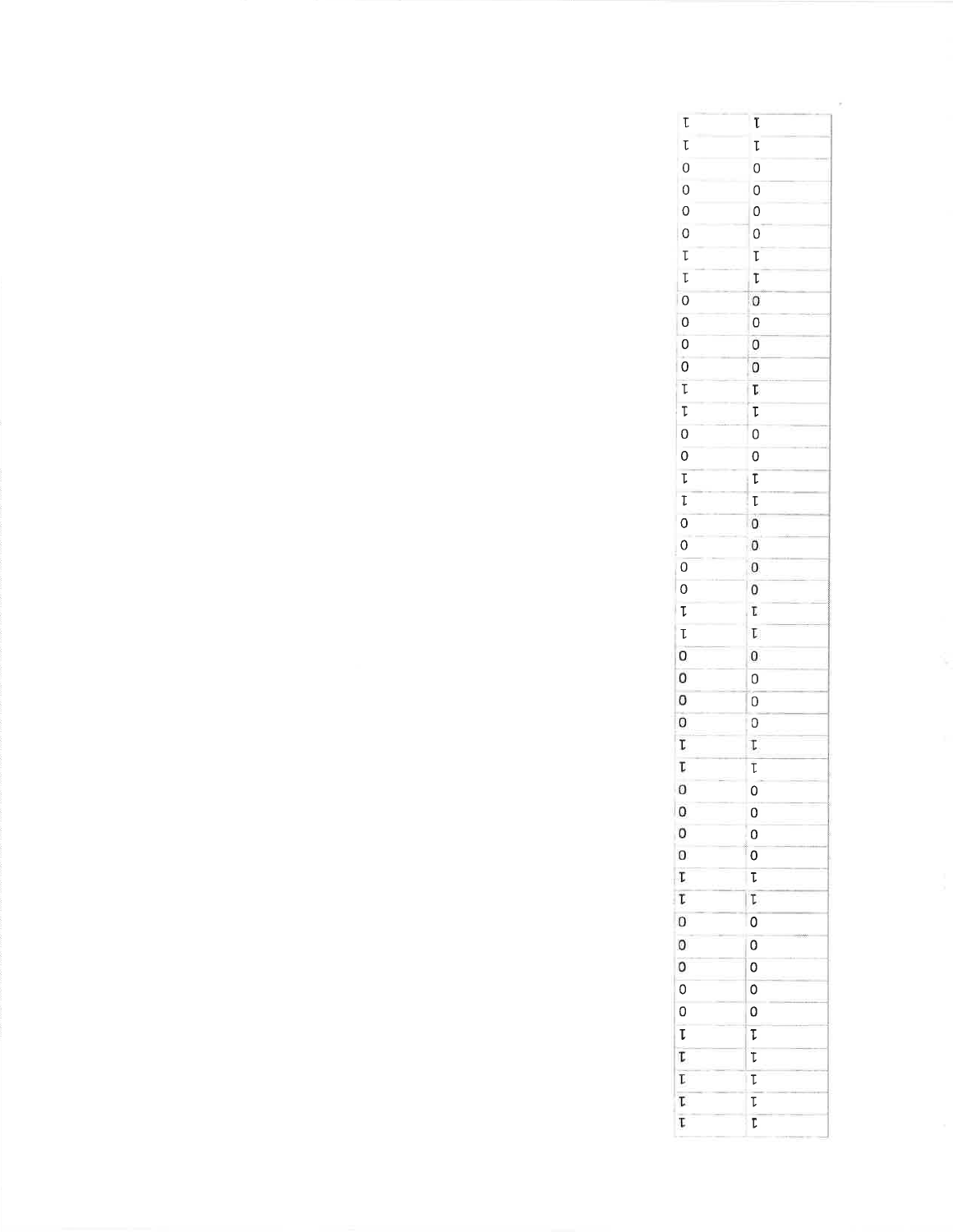| | |
|---|---|
| 1 | 1 |
| 1 | 1 |
| 0 | 0 |
| 0 | 0 |
| 0 | 0 |
| 0 | 0 |
| 1 | 1 |
| 1 | 1 |
| 0 | 0 |
| 0 | 0 |
| 0 | 0 |
| 0 | 0 |
| 1 | 1 |
| 1 | 1 |
| 0 | 0 |
| 0 | 0 |
| 1 | 1 |
| 1 | 1 |
| 0 | 0 |
| 0 | 0 |
| 0 | 0 |
| 0 | 0 |
| 1 | 1 |
| 1 | 1 |
| 0 | 0 |
| 0 | 0 |
| 0 | 0 |
| 0 | 0 |
| 1 | 1 |
| 1 | 1 |
| 0 | 0 |
| 0 | 0 |
| 0 | 0 |
| 0 | 0 |
| 1 | 1 |
| 1 | 1 |
| 0 | 0 |
| 0 | 0 |
| 0 | 0 |
| 0 | 0 |
| 0 | 0 |
| 1 | 1 |
| 1 | 1 |
| 1 | 1 |
| 1 | 1 |
| 1 | 1 |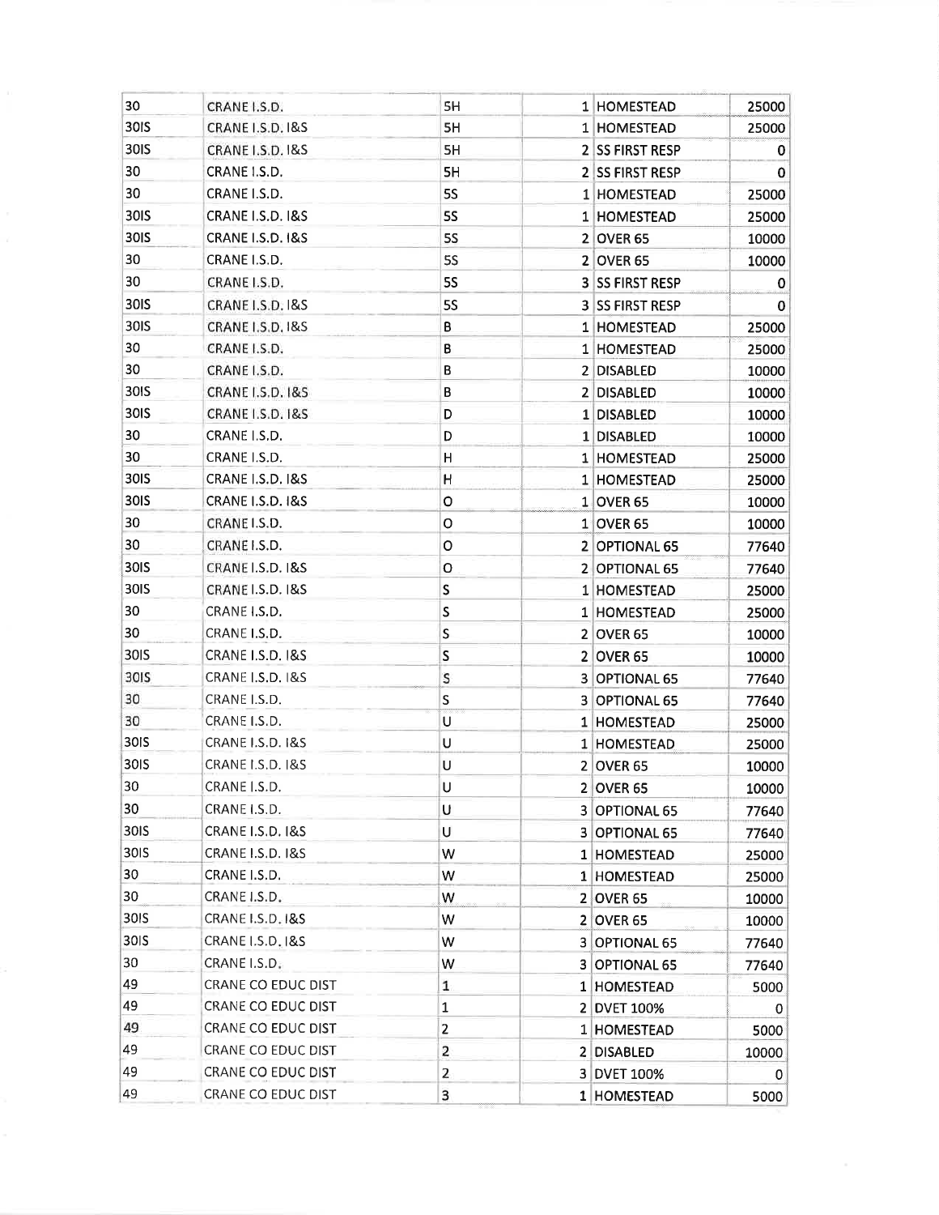| | | | | | |
|---|---|---|---|---|---|
| 30 | CRANE I.S.D. | 5H | 1 | HOMESTEAD | 25000 |
| 30IS | CRANE I.S.D. I&S | 5H | 1 | HOMESTEAD | 25000 |
| 30IS | CRANE I.S.D. I&S | 5H | 2 | SS FIRST RESP | 0 |
| 30 | CRANE I.S.D. | 5H | 2 | SS FIRST RESP | 0 |
| 30 | CRANE I.S.D. | 5S | 1 | HOMESTEAD | 25000 |
| 30IS | CRANE I.S.D. I&S | 5S | 1 | HOMESTEAD | 25000 |
| 30IS | CRANE I.S.D. I&S | 5S | 2 | OVER 65 | 10000 |
| 30 | CRANE I.S.D. | 5S | 2 | OVER 65 | 10000 |
| 30 | CRANE I.S.D. | 5S | 3 | SS FIRST RESP | 0 |
| 30IS | CRANE I.S.D. I&S | 5S | 3 | SS FIRST RESP | 0 |
| 30IS | CRANE I.S.D. I&S | B | 1 | HOMESTEAD | 25000 |
| 30 | CRANE I.S.D. | B | 1 | HOMESTEAD | 25000 |
| 30 | CRANE I.S.D. | B | 2 | DISABLED | 10000 |
| 30IS | CRANE I.S.D. I&S | B | 2 | DISABLED | 10000 |
| 30IS | CRANE I.S.D. I&S | D | 1 | DISABLED | 10000 |
| 30 | CRANE I.S.D. | D | 1 | DISABLED | 10000 |
| 30 | CRANE I.S.D. | H | 1 | HOMESTEAD | 25000 |
| 30IS | CRANE I.S.D. I&S | H | 1 | HOMESTEAD | 25000 |
| 30IS | CRANE I.S.D. I&S | O | 1 | OVER 65 | 10000 |
| 30 | CRANE I.S.D. | O | 1 | OVER 65 | 10000 |
| 30 | CRANE I.S.D. | O | 2 | OPTIONAL 65 | 77640 |
| 30IS | CRANE I.S.D. I&S | O | 2 | OPTIONAL 65 | 77640 |
| 30IS | CRANE I.S.D. I&S | S | 1 | HOMESTEAD | 25000 |
| 30 | CRANE I.S.D. | S | 1 | HOMESTEAD | 25000 |
| 30 | CRANE I.S.D. | S | 2 | OVER 65 | 10000 |
| 30IS | CRANE I.S.D. I&S | S | 2 | OVER 65 | 10000 |
| 30IS | CRANE I.S.D. I&S | S | 3 | OPTIONAL 65 | 77640 |
| 30 | CRANE I.S.D. | S | 3 | OPTIONAL 65 | 77640 |
| 30 | CRANE I.S.D. | U | 1 | HOMESTEAD | 25000 |
| 30IS | CRANE I.S.D. I&S | U | 1 | HOMESTEAD | 25000 |
| 30IS | CRANE I.S.D. I&S | U | 2 | OVER 65 | 10000 |
| 30 | CRANE I.S.D. | U | 2 | OVER 65 | 10000 |
| 30 | CRANE I.S.D. | U | 3 | OPTIONAL 65 | 77640 |
| 30IS | CRANE I.S.D. I&S | U | 3 | OPTIONAL 65 | 77640 |
| 30IS | CRANE I.S.D. I&S | W | 1 | HOMESTEAD | 25000 |
| 30 | CRANE I.S.D. | W | 1 | HOMESTEAD | 25000 |
| 30 | CRANE I.S.D. | W | 2 | OVER 65 | 10000 |
| 30IS | CRANE I.S.D. I&S | W | 2 | OVER 65 | 10000 |
| 30IS | CRANE I.S.D. I&S | W | 3 | OPTIONAL 65 | 77640 |
| 30 | CRANE I.S.D. | W | 3 | OPTIONAL 65 | 77640 |
| 49 | CRANE CO EDUC DIST | 1 | 1 | HOMESTEAD | 5000 |
| 49 | CRANE CO EDUC DIST | 1 | 2 | DVET 100% | 0 |
| 49 | CRANE CO EDUC DIST | 2 | 1 | HOMESTEAD | 5000 |
| 49 | CRANE CO EDUC DIST | 2 | 2 | DISABLED | 10000 |
| 49 | CRANE CO EDUC DIST | 2 | 3 | DVET 100% | 0 |
| 49 | CRANE CO EDUC DIST | 3 | 1 | HOMESTEAD | 5000 |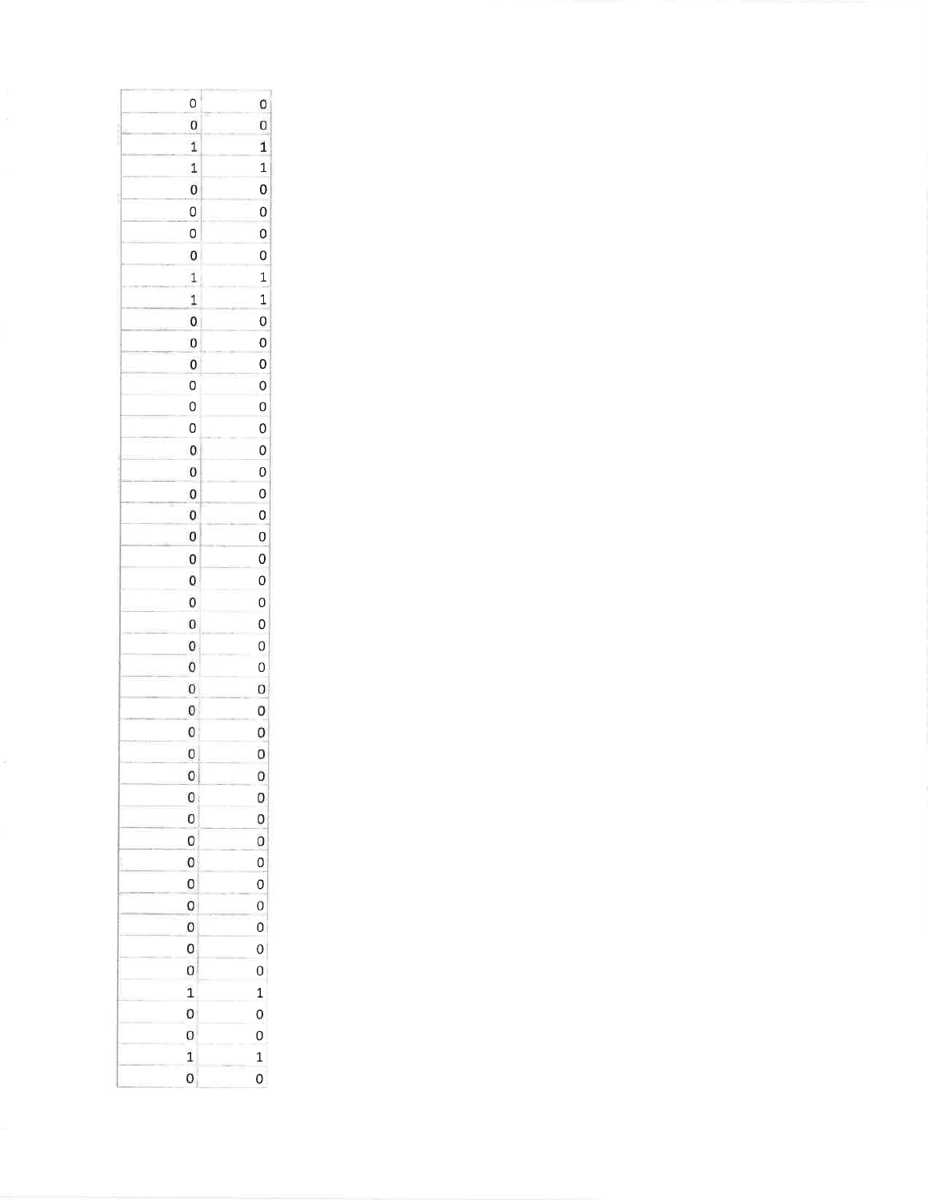| | |
|---|---|
| 0 | 0 |
| 0 | 0 |
| 1 | 1 |
| 1 | 1 |
| 0 | 0 |
| 0 | 0 |
| 0 | 0 |
| 0 | 0 |
| 1 | 1 |
| 1 | 1 |
| 0 | 0 |
| 0 | 0 |
| 0 | 0 |
| 0 | 0 |
| 0 | 0 |
| 0 | 0 |
| 0 | 0 |
| 0 | 0 |
| 0 | 0 |
| 0 | 0 |
| 0 | 0 |
| 0 | 0 |
| 0 | 0 |
| 0 | 0 |
| 0 | 0 |
| 0 | 0 |
| 0 | 0 |
| 0 | 0 |
| 0 | 0 |
| 0 | 0 |
| 0 | 0 |
| 0 | 0 |
| 0 | 0 |
| 0 | 0 |
| 0 | 0 |
| 0 | 0 |
| 0 | 0 |
| 0 | 0 |
| 0 | 0 |
| 0 | 0 |
| 0 | 0 |
| 1 | 1 |
| 0 | 0 |
| 0 | 0 |
| 1 | 1 |
| 0 | 0 |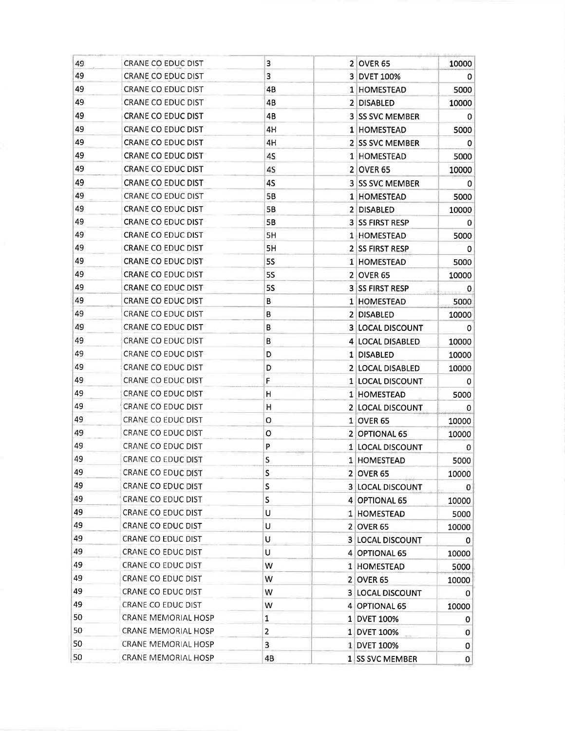| | | | | | |
|---|---|---|---|---|---|
| 49 | CRANE CO EDUC DIST | 3 | 2 | OVER 65 | 10000 |
| 49 | CRANE CO EDUC DIST | 3 | 3 | DVET 100% | 0 |
| 49 | CRANE CO EDUC DIST | 4B | 1 | HOMESTEAD | 5000 |
| 49 | CRANE CO EDUC DIST | 4B | 2 | DISABLED | 10000 |
| 49 | CRANE CO EDUC DIST | 4B | 3 | SS SVC MEMBER | 0 |
| 49 | CRANE CO EDUC DIST | 4H | 1 | HOMESTEAD | 5000 |
| 49 | CRANE CO EDUC DIST | 4H | 2 | SS SVC MEMBER | 0 |
| 49 | CRANE CO EDUC DIST | 4S | 1 | HOMESTEAD | 5000 |
| 49 | CRANE CO EDUC DIST | 4S | 2 | OVER 65 | 10000 |
| 49 | CRANE CO EDUC DIST | 4S | 3 | SS SVC MEMBER | 0 |
| 49 | CRANE CO EDUC DIST | 5B | 1 | HOMESTEAD | 5000 |
| 49 | CRANE CO EDUC DIST | 5B | 2 | DISABLED | 10000 |
| 49 | CRANE CO EDUC DIST | 5B | 3 | SS FIRST RESP | 0 |
| 49 | CRANE CO EDUC DIST | 5H | 1 | HOMESTEAD | 5000 |
| 49 | CRANE CO EDUC DIST | 5H | 2 | SS FIRST RESP | 0 |
| 49 | CRANE CO EDUC DIST | 5S | 1 | HOMESTEAD | 5000 |
| 49 | CRANE CO EDUC DIST | 5S | 2 | OVER 65 | 10000 |
| 49 | CRANE CO EDUC DIST | 5S | 3 | SS FIRST RESP | 0 |
| 49 | CRANE CO EDUC DIST | B | 1 | HOMESTEAD | 5000 |
| 49 | CRANE CO EDUC DIST | B | 2 | DISABLED | 10000 |
| 49 | CRANE CO EDUC DIST | B | 3 | LOCAL DISCOUNT | 0 |
| 49 | CRANE CO EDUC DIST | B | 4 | LOCAL DISABLED | 10000 |
| 49 | CRANE CO EDUC DIST | D | 1 | DISABLED | 10000 |
| 49 | CRANE CO EDUC DIST | D | 2 | LOCAL DISABLED | 10000 |
| 49 | CRANE CO EDUC DIST | F | 1 | LOCAL DISCOUNT | 0 |
| 49 | CRANE CO EDUC DIST | H | 1 | HOMESTEAD | 5000 |
| 49 | CRANE CO EDUC DIST | H | 2 | LOCAL DISCOUNT | 0 |
| 49 | CRANE CO EDUC DIST | O | 1 | OVER 65 | 10000 |
| 49 | CRANE CO EDUC DIST | O | 2 | OPTIONAL 65 | 10000 |
| 49 | CRANE CO EDUC DIST | P | 1 | LOCAL DISCOUNT | 0 |
| 49 | CRANE CO EDUC DIST | S | 1 | HOMESTEAD | 5000 |
| 49 | CRANE CO EDUC DIST | S | 2 | OVER 65 | 10000 |
| 49 | CRANE CO EDUC DIST | S | 3 | LOCAL DISCOUNT | 0 |
| 49 | CRANE CO EDUC DIST | S | 4 | OPTIONAL 65 | 10000 |
| 49 | CRANE CO EDUC DIST | U | 1 | HOMESTEAD | 5000 |
| 49 | CRANE CO EDUC DIST | U | 2 | OVER 65 | 10000 |
| 49 | CRANE CO EDUC DIST | U | 3 | LOCAL DISCOUNT | 0 |
| 49 | CRANE CO EDUC DIST | U | 4 | OPTIONAL 65 | 10000 |
| 49 | CRANE CO EDUC DIST | W | 1 | HOMESTEAD | 5000 |
| 49 | CRANE CO EDUC DIST | W | 2 | OVER 65 | 10000 |
| 49 | CRANE CO EDUC DIST | W | 3 | LOCAL DISCOUNT | 0 |
| 49 | CRANE CO EDUC DIST | W | 4 | OPTIONAL 65 | 10000 |
| 50 | CRANE MEMORIAL HOSP | 1 | 1 | DVET 100% | 0 |
| 50 | CRANE MEMORIAL HOSP | 2 | 1 | DVET 100% | 0 |
| 50 | CRANE MEMORIAL HOSP | 3 | 1 | DVET 100% | 0 |
| 50 | CRANE MEMORIAL HOSP | 4B | 1 | SS SVC MEMBER | 0 |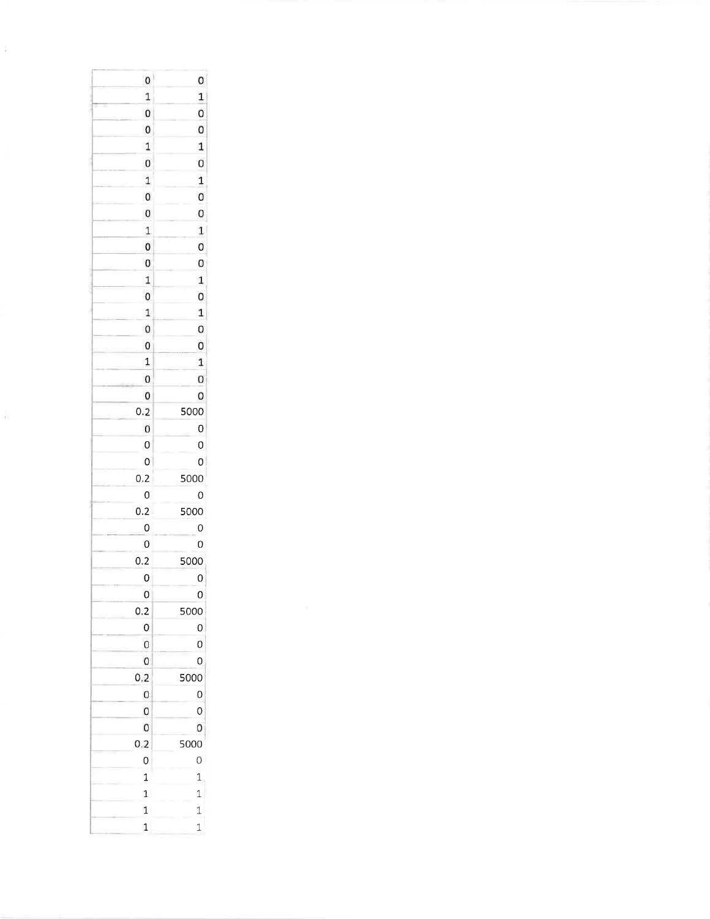| | |
|---|---|
| 0 | 0 |
| 1 | 1 |
| 0 | 0 |
| 0 | 0 |
| 1 | 1 |
| 0 | 0 |
| 1 | 1 |
| 0 | 0 |
| 0 | 0 |
| 1 | 1 |
| 0 | 0 |
| 0 | 0 |
| 1 | 1 |
| 0 | 0 |
| 1 | 1 |
| 0 | 0 |
| 0 | 0 |
| 1 | 1 |
| 0 | 0 |
| 0 | 0 |
| 0.2 | 5000 |
| 0 | 0 |
| 0 | 0 |
| 0 | 0 |
| 0.2 | 5000 |
| 0 | 0 |
| 0.2 | 5000 |
| 0 | 0 |
| 0 | 0 |
| 0.2 | 5000 |
| 0 | 0 |
| 0 | 0 |
| 0.2 | 5000 |
| 0 | 0 |
| 0 | 0 |
| 0 | 0 |
| 0.2 | 5000 |
| 0 | 0 |
| 0 | 0 |
| 0 | 0 |
| 0.2 | 5000 |
| 0 | 0 |
| 1 | 1 |
| 1 | 1 |
| 1 | 1 |
| 1 | 1 |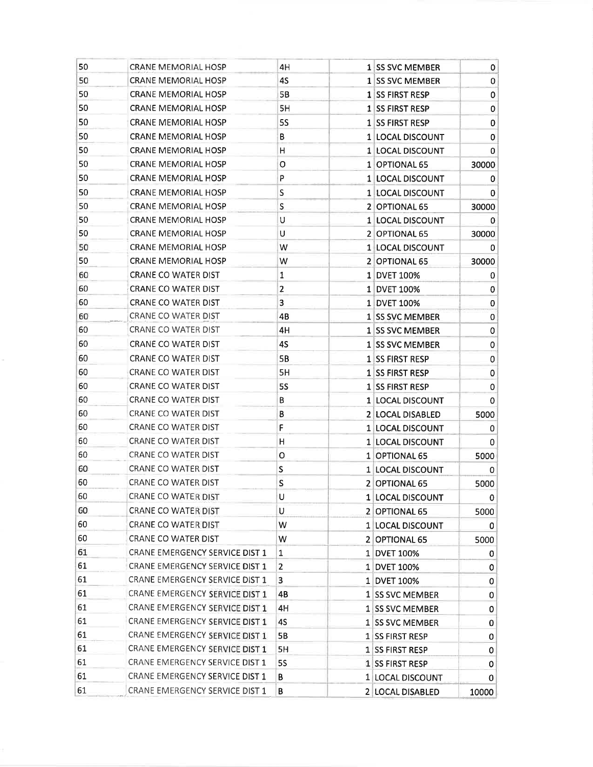| | | | | | |
|---|---|---|---|---|---|
| 50 | CRANE MEMORIAL HOSP | 4H | 1 | SS SVC MEMBER | 0 |
| 50 | CRANE MEMORIAL HOSP | 4S | 1 | SS SVC MEMBER | 0 |
| 50 | CRANE MEMORIAL HOSP | 5B | 1 | SS FIRST RESP | 0 |
| 50 | CRANE MEMORIAL HOSP | 5H | 1 | SS FIRST RESP | 0 |
| 50 | CRANE MEMORIAL HOSP | 5S | 1 | SS FIRST RESP | 0 |
| 50 | CRANE MEMORIAL HOSP | B | 1 | LOCAL DISCOUNT | 0 |
| 50 | CRANE MEMORIAL HOSP | H | 1 | LOCAL DISCOUNT | 0 |
| 50 | CRANE MEMORIAL HOSP | O | 1 | OPTIONAL 65 | 30000 |
| 50 | CRANE MEMORIAL HOSP | P | 1 | LOCAL DISCOUNT | 0 |
| 50 | CRANE MEMORIAL HOSP | S | 1 | LOCAL DISCOUNT | 0 |
| 50 | CRANE MEMORIAL HOSP | S | 2 | OPTIONAL 65 | 30000 |
| 50 | CRANE MEMORIAL HOSP | U | 1 | LOCAL DISCOUNT | 0 |
| 50 | CRANE MEMORIAL HOSP | U | 2 | OPTIONAL 65 | 30000 |
| 50 | CRANE MEMORIAL HOSP | W | 1 | LOCAL DISCOUNT | 0 |
| 50 | CRANE MEMORIAL HOSP | W | 2 | OPTIONAL 65 | 30000 |
| 60 | CRANE CO WATER DIST | 1 | 1 | DVET 100% | 0 |
| 60 | CRANE CO WATER DIST | 2 | 1 | DVET 100% | 0 |
| 60 | CRANE CO WATER DIST | 3 | 1 | DVET 100% | 0 |
| 60 | CRANE CO WATER DIST | 4B | 1 | SS SVC MEMBER | 0 |
| 60 | CRANE CO WATER DIST | 4H | 1 | SS SVC MEMBER | 0 |
| 60 | CRANE CO WATER DIST | 4S | 1 | SS SVC MEMBER | 0 |
| 60 | CRANE CO WATER DIST | 5B | 1 | SS FIRST RESP | 0 |
| 60 | CRANE CO WATER DIST | 5H | 1 | SS FIRST RESP | 0 |
| 60 | CRANE CO WATER DIST | 5S | 1 | SS FIRST RESP | 0 |
| 60 | CRANE CO WATER DIST | B | 1 | LOCAL DISCOUNT | 0 |
| 60 | CRANE CO WATER DIST | B | 2 | LOCAL DISABLED | 5000 |
| 60 | CRANE CO WATER DIST | F | 1 | LOCAL DISCOUNT | 0 |
| 60 | CRANE CO WATER DIST | H | 1 | LOCAL DISCOUNT | 0 |
| 60 | CRANE CO WATER DIST | O | 1 | OPTIONAL 65 | 5000 |
| 60 | CRANE CO WATER DIST | S | 1 | LOCAL DISCOUNT | 0 |
| 60 | CRANE CO WATER DIST | S | 2 | OPTIONAL 65 | 5000 |
| 60 | CRANE CO WATER DIST | U | 1 | LOCAL DISCOUNT | 0 |
| 60 | CRANE CO WATER DIST | U | 2 | OPTIONAL 65 | 5000 |
| 60 | CRANE CO WATER DIST | W | 1 | LOCAL DISCOUNT | 0 |
| 60 | CRANE CO WATER DIST | W | 2 | OPTIONAL 65 | 5000 |
| 61 | CRANE EMERGENCY SERVICE DIST 1 | 1 | 1 | DVET 100% | 0 |
| 61 | CRANE EMERGENCY SERVICE DIST 1 | 2 | 1 | DVET 100% | 0 |
| 61 | CRANE EMERGENCY SERVICE DIST 1 | 3 | 1 | DVET 100% | 0 |
| 61 | CRANE EMERGENCY SERVICE DIST 1 | 4B | 1 | SS SVC MEMBER | 0 |
| 61 | CRANE EMERGENCY SERVICE DIST 1 | 4H | 1 | SS SVC MEMBER | 0 |
| 61 | CRANE EMERGENCY SERVICE DIST 1 | 4S | 1 | SS SVC MEMBER | 0 |
| 61 | CRANE EMERGENCY SERVICE DIST 1 | 5B | 1 | SS FIRST RESP | 0 |
| 61 | CRANE EMERGENCY SERVICE DIST 1 | 5H | 1 | SS FIRST RESP | 0 |
| 61 | CRANE EMERGENCY SERVICE DIST 1 | 5S | 1 | SS FIRST RESP | 0 |
| 61 | CRANE EMERGENCY SERVICE DIST 1 | B | 1 | LOCAL DISCOUNT | 0 |
| 61 | CRANE EMERGENCY SERVICE DIST 1 | B | 2 | LOCAL DISABLED | 10000 |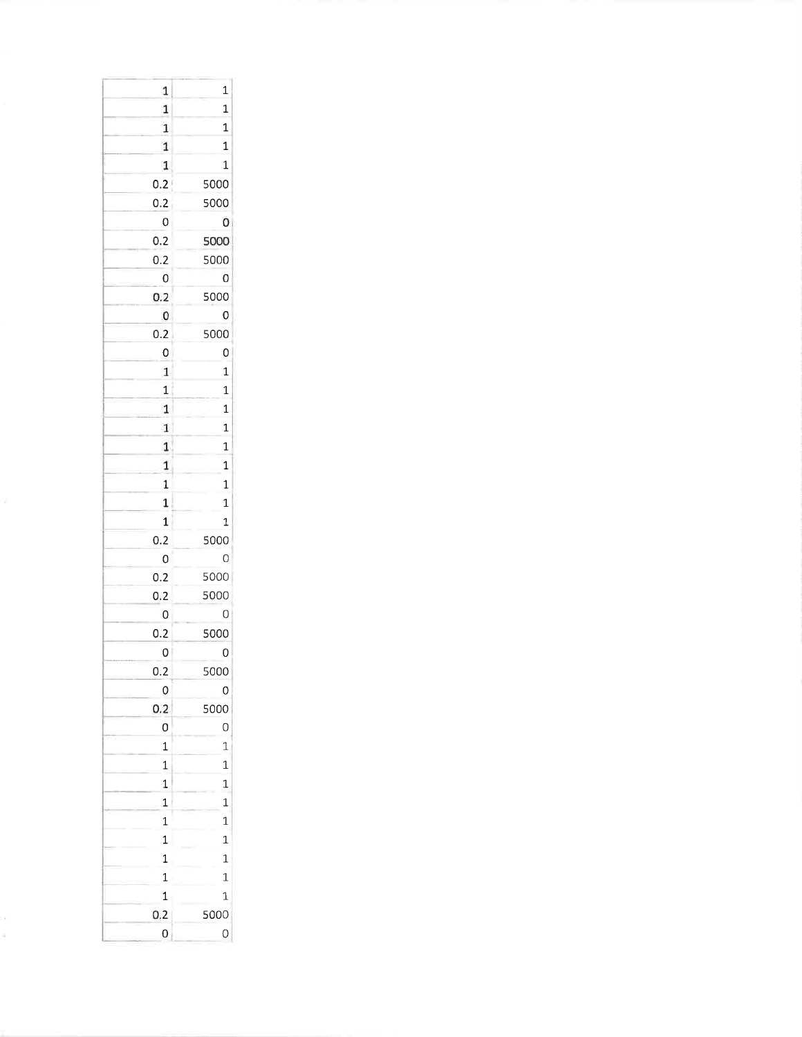| | |
|---|---|
| 1 | 1 |
| 1 | 1 |
| 1 | 1 |
| 1 | 1 |
| 1 | 1 |
| 0.2 | 5000 |
| 0.2 | 5000 |
| 0 | 0 |
| 0.2 | 5000 |
| 0.2 | 5000 |
| 0 | 0 |
| 0.2 | 5000 |
| 0 | 0 |
| 0.2 | 5000 |
| 0 | 0 |
| 1 | 1 |
| 1 | 1 |
| 1 | 1 |
| 1 | 1 |
| 1 | 1 |
| 1 | 1 |
| 1 | 1 |
| 1 | 1 |
| 1 | 1 |
| 0.2 | 5000 |
| 0 | 0 |
| 0.2 | 5000 |
| 0.2 | 5000 |
| 0 | 0 |
| 0.2 | 5000 |
| 0 | 0 |
| 0.2 | 5000 |
| 0 | 0 |
| 0.2 | 5000 |
| 0 | 0 |
| 1 | 1 |
| 1 | 1 |
| 1 | 1 |
| 1 | 1 |
| 1 | 1 |
| 1 | 1 |
| 1 | 1 |
| 1 | 1 |
| 1 | 1 |
| 0.2 | 5000 |
| 0 | 0 |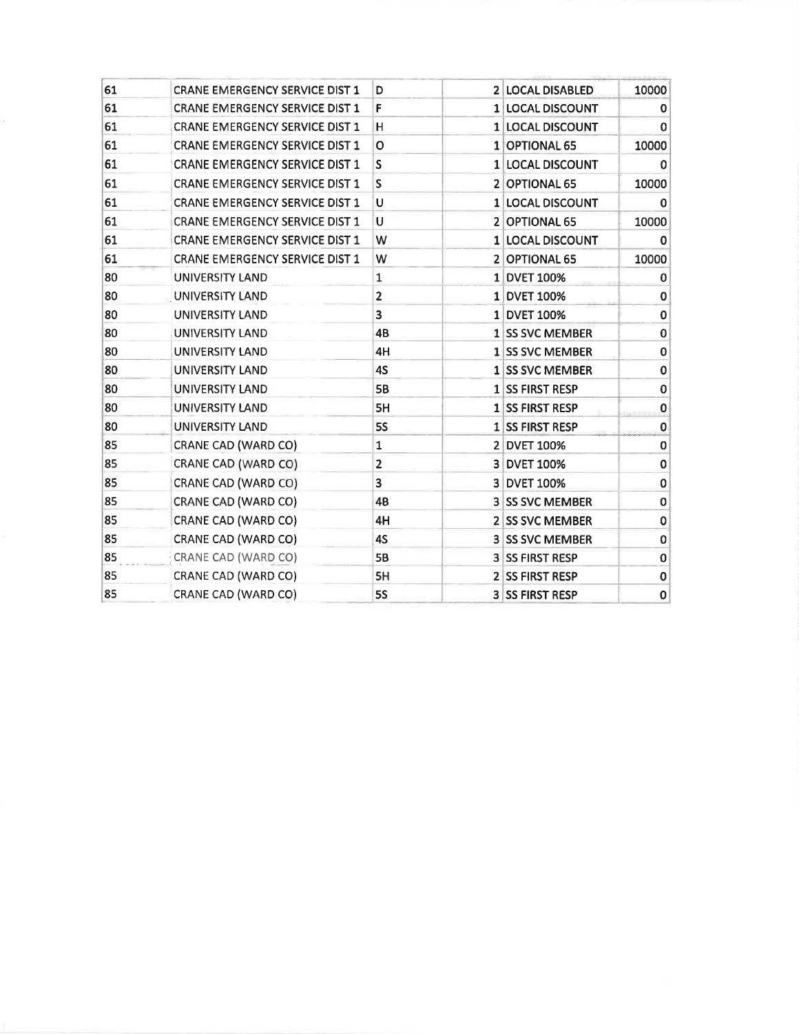| | | | | | |
|---|---|---|---|---|---|
| 61 | CRANE EMERGENCY SERVICE DIST 1 | D | 2 | LOCAL DISABLED | 10000 |
| 61 | CRANE EMERGENCY SERVICE DIST 1 | F | 1 | LOCAL DISCOUNT | 0 |
| 61 | CRANE EMERGENCY SERVICE DIST 1 | H | 1 | LOCAL DISCOUNT | 0 |
| 61 | CRANE EMERGENCY SERVICE DIST 1 | O | 1 | OPTIONAL 65 | 10000 |
| 61 | CRANE EMERGENCY SERVICE DIST 1 | S | 1 | LOCAL DISCOUNT | 0 |
| 61 | CRANE EMERGENCY SERVICE DIST 1 | S | 2 | OPTIONAL 65 | 10000 |
| 61 | CRANE EMERGENCY SERVICE DIST 1 | U | 1 | LOCAL DISCOUNT | 0 |
| 61 | CRANE EMERGENCY SERVICE DIST 1 | U | 2 | OPTIONAL 65 | 10000 |
| 61 | CRANE EMERGENCY SERVICE DIST 1 | W | 1 | LOCAL DISCOUNT | 0 |
| 61 | CRANE EMERGENCY SERVICE DIST 1 | W | 2 | OPTIONAL 65 | 10000 |
| 80 | UNIVERSITY LAND | 1 | 1 | DVET 100% | 0 |
| 80 | UNIVERSITY LAND | 2 | 1 | DVET 100% | 0 |
| 80 | UNIVERSITY LAND | 3 | 1 | DVET 100% | 0 |
| 80 | UNIVERSITY LAND | 4B | 1 | SS SVC MEMBER | 0 |
| 80 | UNIVERSITY LAND | 4H | 1 | SS SVC MEMBER | 0 |
| 80 | UNIVERSITY LAND | 4S | 1 | SS SVC MEMBER | 0 |
| 80 | UNIVERSITY LAND | 5B | 1 | SS FIRST RESP | 0 |
| 80 | UNIVERSITY LAND | 5H | 1 | SS FIRST RESP | 0 |
| 80 | UNIVERSITY LAND | 5S | 1 | SS FIRST RESP | 0 |
| 85 | CRANE CAD (WARD CO) | 1 | 2 | DVET 100% | 0 |
| 85 | CRANE CAD (WARD CO) | 2 | 3 | DVET 100% | 0 |
| 85 | CRANE CAD (WARD CO) | 3 | 3 | DVET 100% | 0 |
| 85 | CRANE CAD (WARD CO) | 4B | 3 | SS SVC MEMBER | 0 |
| 85 | CRANE CAD (WARD CO) | 4H | 2 | SS SVC MEMBER | 0 |
| 85 | CRANE CAD (WARD CO) | 4S | 3 | SS SVC MEMBER | 0 |
| 85 | CRANE CAD (WARD CO) | 5B | 3 | SS FIRST RESP | 0 |
| 85 | CRANE CAD (WARD CO) | 5H | 2 | SS FIRST RESP | 0 |
| 85 | CRANE CAD (WARD CO) | 5S | 3 | SS FIRST RESP | 0 |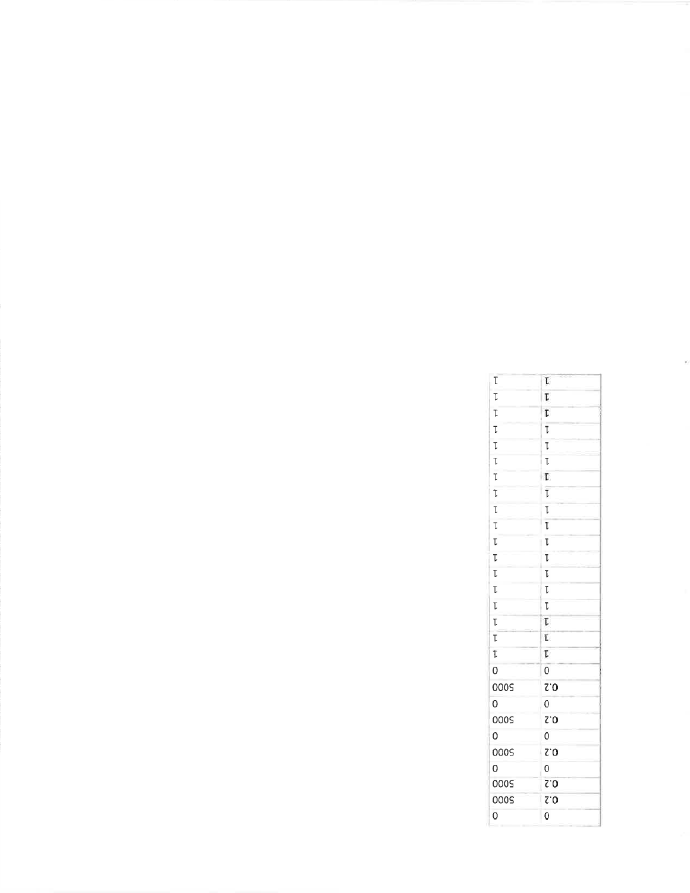| | |
|---|---|
| 0 | 0 |
| 0.2 | 5000 |
| 0.2 | 5000 |
| 0 | 0 |
| 0.2 | 5000 |
| 0 | 0 |
| 0.2 | 5000 |
| 0 | 0 |
| 0.2 | 5000 |
| 0 | 0 |
| 1 | 1 |
| 1 | 1 |
| 1 | 1 |
| 1 | 1 |
| 1 | 1 |
| 1 | 1 |
| 1 | 1 |
| 1 | 1 |
| 1 | 1 |
| 1 | 1 |
| 1 | 1 |
| 1 | 1 |
| 1 | 1 |
| 1 | 1 |
| 1 | 1 |
| 1 | 1 |
| 1 | 1 |
| 1 | 1 |